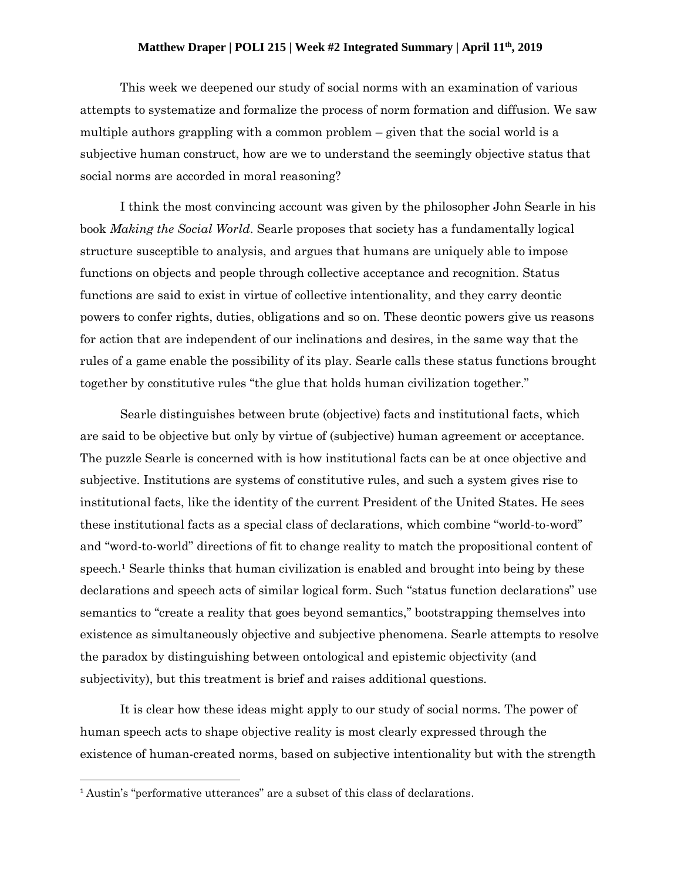**Matthew Draper | POLI 215 | Week #2 Integrated Summary | April 11th, 2019**

This week we deepened our study of social norms with an examination of various attempts to systematize and formalize the process of norm formation and diffusion. We saw multiple authors grappling with a common problem – given that the social world is a subjective human construct, how are we to understand the seemingly objective status that social norms are accorded in moral reasoning?

I think the most convincing account was given by the philosopher John Searle in his book *Making the Social World*. Searle proposes that society has a fundamentally logical structure susceptible to analysis, and argues that humans are uniquely able to impose functions on objects and people through collective acceptance and recognition. Status functions are said to exist in virtue of collective intentionality, and they carry deontic powers to confer rights, duties, obligations and so on. These deontic powers give us reasons for action that are independent of our inclinations and desires, in the same way that the rules of a game enable the possibility of its play. Searle calls these status functions brought together by constitutive rules "the glue that holds human civilization together."

Searle distinguishes between brute (objective) facts and institutional facts, which are said to be objective but only by virtue of (subjective) human agreement or acceptance. The puzzle Searle is concerned with is how institutional facts can be at once objective and subjective. Institutions are systems of constitutive rules, and such a system gives rise to institutional facts, like the identity of the current President of the United States. He sees these institutional facts as a special class of declarations, which combine "world-to-word" and "word-to-world" directions of fit to change reality to match the propositional content of speech.[1] Searle thinks that human civilization is enabled and brought into being by these declarations and speech acts of similar logical form. Such "status function declarations" use semantics to "create a reality that goes beyond semantics," bootstrapping themselves into existence as simultaneously objective and subjective phenomena. Searle attempts to resolve the paradox by distinguishing between ontological and epistemic objectivity (and subjectivity), but this treatment is brief and raises additional questions.

It is clear how these ideas might apply to our study of social norms. The power of human speech acts to shape objective reality is most clearly expressed through the existence of human-created norms, based on subjective intentionality but with the strength

[1] Austin's "performative utterances" are a subset of this class of declarations.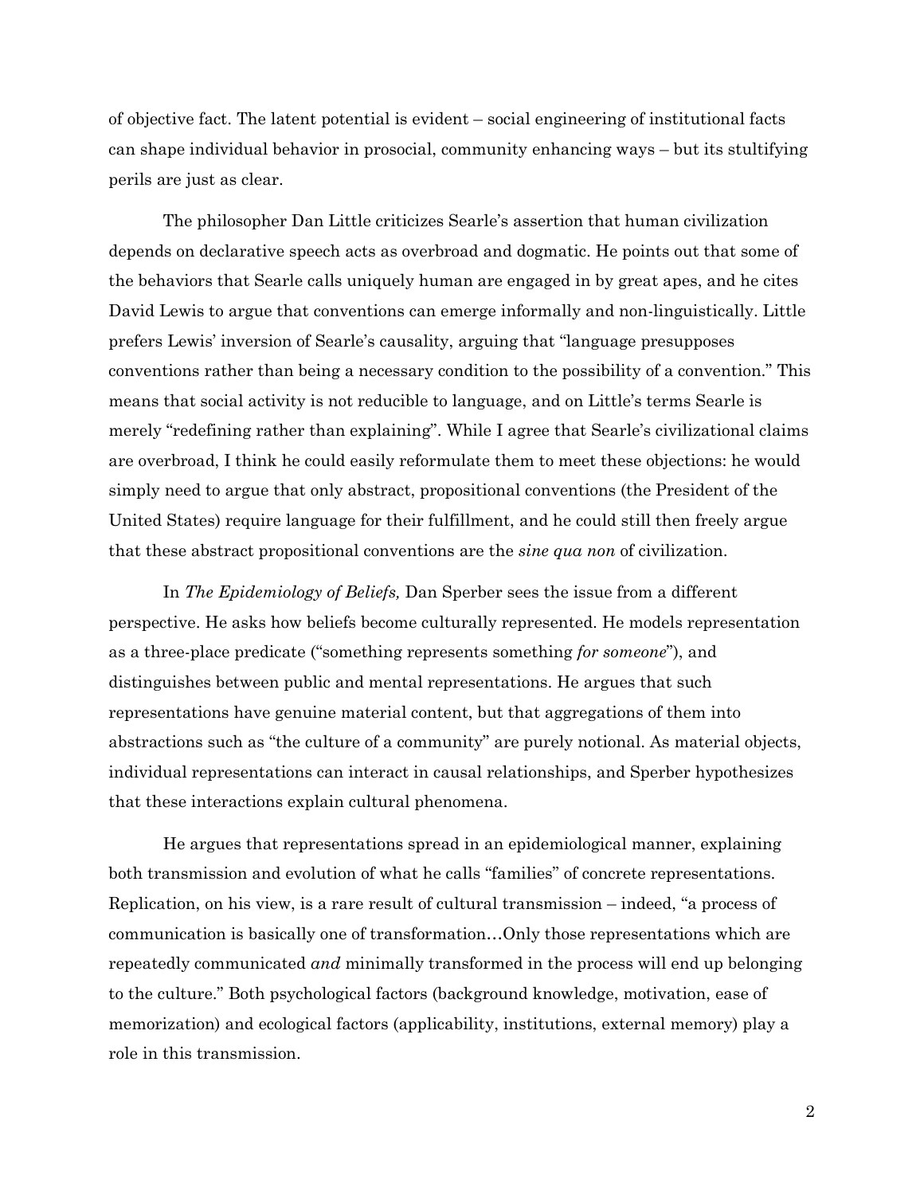of objective fact. The latent potential is evident – social engineering of institutional facts can shape individual behavior in prosocial, community enhancing ways – but its stultifying perils are just as clear.

The philosopher Dan Little criticizes Searle's assertion that human civilization depends on declarative speech acts as overbroad and dogmatic. He points out that some of the behaviors that Searle calls uniquely human are engaged in by great apes, and he cites David Lewis to argue that conventions can emerge informally and non-linguistically. Little prefers Lewis' inversion of Searle's causality, arguing that "language presupposes conventions rather than being a necessary condition to the possibility of a convention." This means that social activity is not reducible to language, and on Little's terms Searle is merely "redefining rather than explaining". While I agree that Searle's civilizational claims are overbroad, I think he could easily reformulate them to meet these objections: he would simply need to argue that only abstract, propositional conventions (the President of the United States) require language for their fulfillment, and he could still then freely argue that these abstract propositional conventions are the *sine qua non* of civilization.

In *The Epidemiology of Beliefs,* Dan Sperber sees the issue from a different perspective. He asks how beliefs become culturally represented. He models representation as a three-place predicate ("something represents something *for someone*"), and distinguishes between public and mental representations. He argues that such representations have genuine material content, but that aggregations of them into abstractions such as "the culture of a community" are purely notional. As material objects, individual representations can interact in causal relationships, and Sperber hypothesizes that these interactions explain cultural phenomena.

He argues that representations spread in an epidemiological manner, explaining both transmission and evolution of what he calls "families" of concrete representations. Replication, on his view, is a rare result of cultural transmission – indeed, "a process of communication is basically one of transformation…Only those representations which are repeatedly communicated *and* minimally transformed in the process will end up belonging to the culture." Both psychological factors (background knowledge, motivation, ease of memorization) and ecological factors (applicability, institutions, external memory) play a role in this transmission.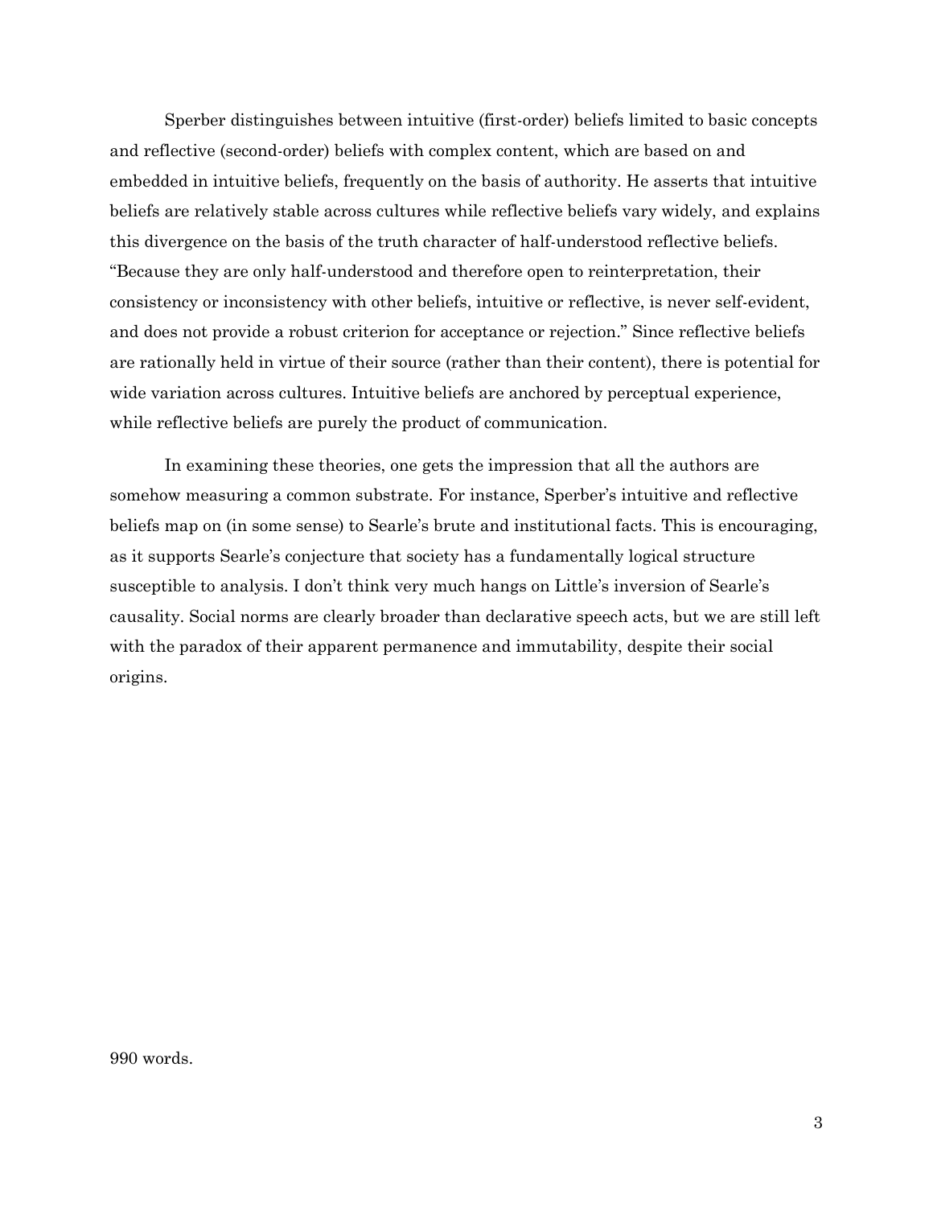Sperber distinguishes between intuitive (first-order) beliefs limited to basic concepts and reflective (second-order) beliefs with complex content, which are based on and embedded in intuitive beliefs, frequently on the basis of authority. He asserts that intuitive beliefs are relatively stable across cultures while reflective beliefs vary widely, and explains this divergence on the basis of the truth character of half-understood reflective beliefs. "Because they are only half-understood and therefore open to reinterpretation, their consistency or inconsistency with other beliefs, intuitive or reflective, is never self-evident, and does not provide a robust criterion for acceptance or rejection." Since reflective beliefs are rationally held in virtue of their source (rather than their content), there is potential for wide variation across cultures. Intuitive beliefs are anchored by perceptual experience, while reflective beliefs are purely the product of communication.

In examining these theories, one gets the impression that all the authors are somehow measuring a common substrate. For instance, Sperber's intuitive and reflective beliefs map on (in some sense) to Searle's brute and institutional facts. This is encouraging, as it supports Searle's conjecture that society has a fundamentally logical structure susceptible to analysis. I don't think very much hangs on Little's inversion of Searle's causality. Social norms are clearly broader than declarative speech acts, but we are still left with the paradox of their apparent permanence and immutability, despite their social origins.

990 words.